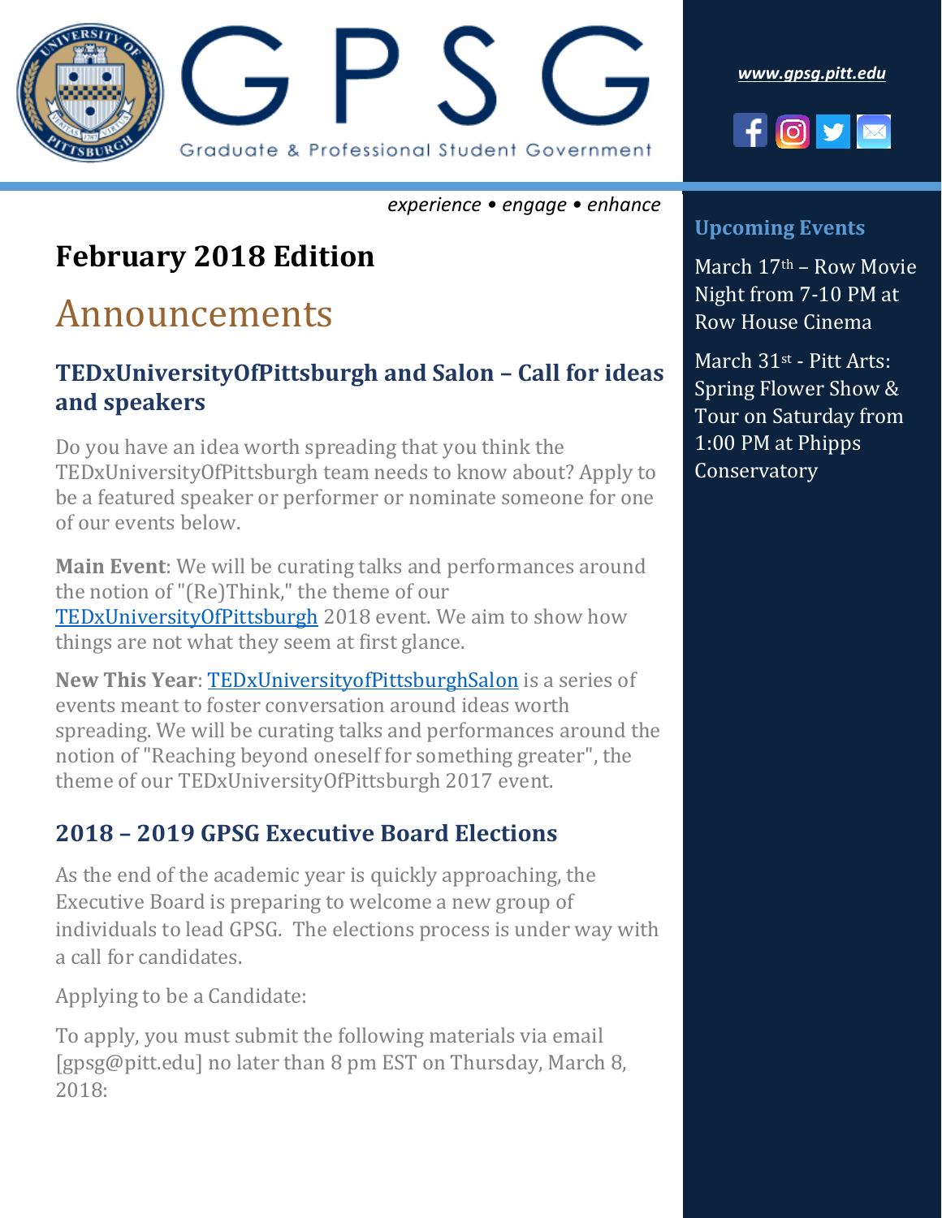# GPSG

Graduate & Professional Student Government

*www.gpsg.pitt.edu*

*experience • engage • enhance*

## February 2018 Edition

# Announcements

### TEDxUniversityOfPittsburgh and Salon – Call for ideas and speakers

Do you have an idea worth spreading that you think the TEDxUniversityOfPittsburgh team needs to know about? Apply to be a featured speaker or performer or nominate someone for one of our events below.

**Main Event**: We will be curating talks and performances around the notion of "(Re)Think," the theme of our TEDxUniversityOfPittsburgh 2018 event. We aim to show how things are not what they seem at first glance.

**New This Year**: TEDxUniversityofPittsburghSalon is a series of events meant to foster conversation around ideas worth spreading. We will be curating talks and performances around the notion of "Reaching beyond oneself for something greater", the theme of our TEDxUniversityOfPittsburgh 2017 event.

### 2018 – 2019 GPSG Executive Board Elections

As the end of the academic year is quickly approaching, the Executive Board is preparing to welcome a new group of individuals to lead GPSG. The elections process is under way with a call for candidates.

Applying to be a Candidate:

To apply, you must submit the following materials via email [gpsg@pitt.edu] no later than 8 pm EST on Thursday, March 8, 2018:

### Upcoming Events

March 17th – Row Movie Night from 7-10 PM at Row House Cinema

March 31st - Pitt Arts: Spring Flower Show & Tour on Saturday from 1:00 PM at Phipps Conservatory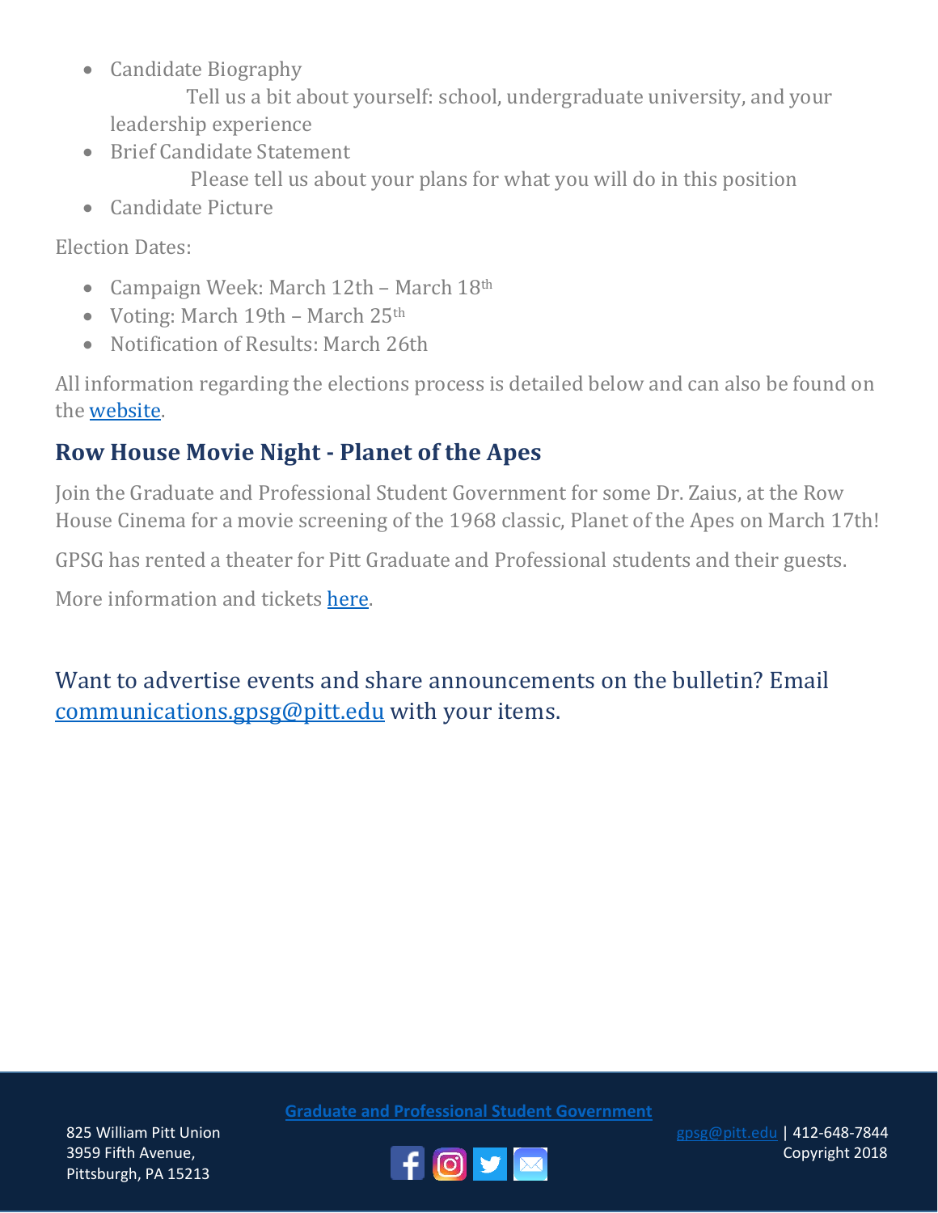- Candidate Biography
  Tell us a bit about yourself: school, undergraduate university, and your leadership experience
- Brief Candidate Statement
  Please tell us about your plans for what you will do in this position
- Candidate Picture

Election Dates:

- Campaign Week: March 12th – March 18th
- Voting: March 19th – March 25th
- Notification of Results: March 26th

All information regarding the elections process is detailed below and can also be found on the [website](website).

## Row House Movie Night - Planet of the Apes

Join the Graduate and Professional Student Government for some Dr. Zaius, at the Row House Cinema for a movie screening of the 1968 classic, Planet of the Apes on March 17th!

GPSG has rented a theater for Pitt Graduate and Professional students and their guests.

More information and tickets [here](here).

Want to advertise events and share announcements on the bulletin? Email communications.gpsg@pitt.edu with your items.

**Graduate and Professional Student Government**

825 William Pitt Union
3959 Fifth Avenue,
Pittsburgh, PA 15213

gpsg@pitt.edu | 412-648-7844
Copyright 2018